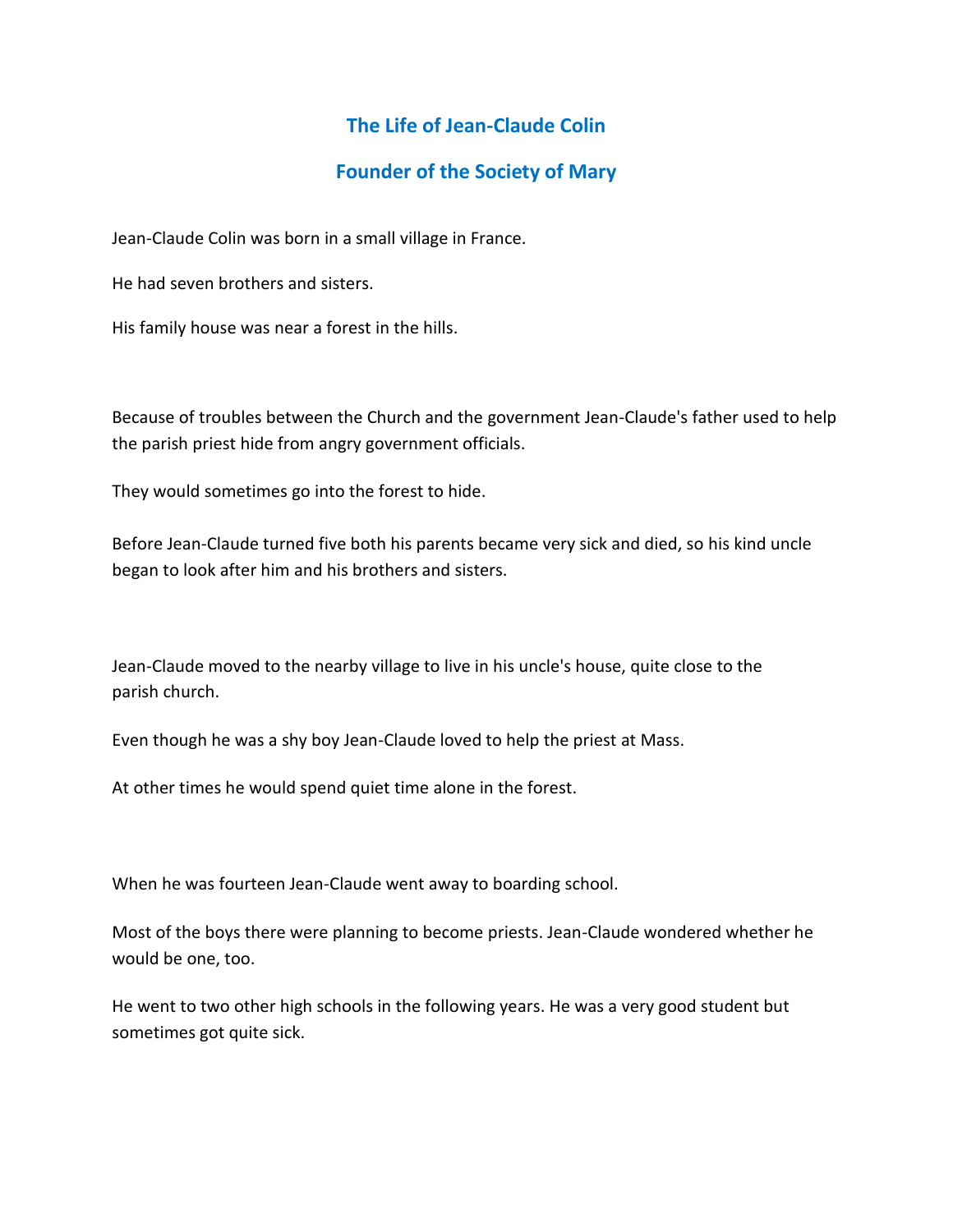# The Life of Jean-Claude Colin

## Founder of the Society of Mary

Jean-Claude Colin was born in a small village in France.

He had seven brothers and sisters.

His family house was near a forest in the hills.

Because of troubles between the Church and the government Jean-Claude's father used to help the parish priest hide from angry government officials.

They would sometimes go into the forest to hide.

Before Jean-Claude turned five both his parents became very sick and died, so his kind uncle began to look after him and his brothers and sisters.

Jean-Claude moved to the nearby village to live in his uncle's house, quite close to the parish church.

Even though he was a shy boy Jean-Claude loved to help the priest at Mass.

At other times he would spend quiet time alone in the forest.

When he was fourteen Jean-Claude went away to boarding school.

Most of the boys there were planning to become priests. Jean-Claude wondered whether he would be one, too.

He went to two other high schools in the following years. He was a very good student but sometimes got quite sick.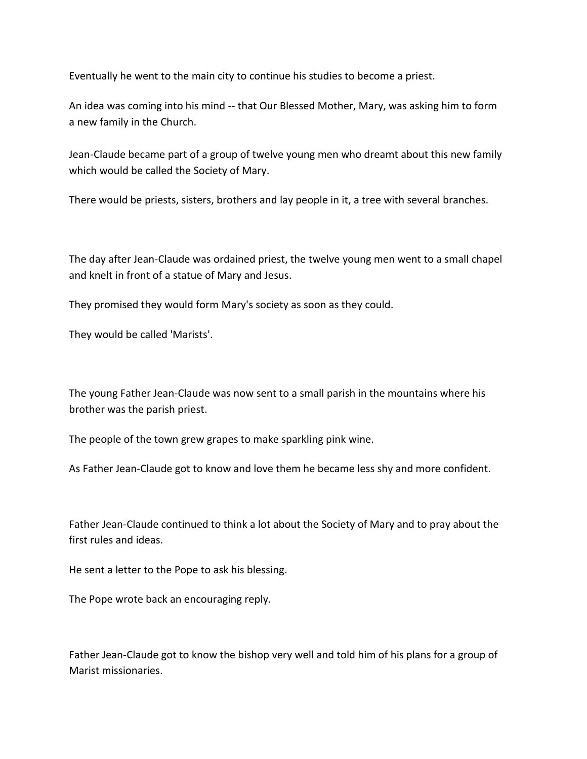Eventually he went to the main city to continue his studies to become a priest.

An idea was coming into his mind -- that Our Blessed Mother, Mary, was asking him to form a new family in the Church.

Jean-Claude became part of a group of twelve young men who dreamt about this new family which would be called the Society of Mary.

There would be priests, sisters, brothers and lay people in it, a tree with several branches.

The day after Jean-Claude was ordained priest, the twelve young men went to a small chapel and knelt in front of a statue of Mary and Jesus.

They promised they would form Mary's society as soon as they could.

They would be called 'Marists'.

The young Father Jean-Claude was now sent to a small parish in the mountains where his brother was the parish priest.

The people of the town grew grapes to make sparkling pink wine.

As Father Jean-Claude got to know and love them he became less shy and more confident.

Father Jean-Claude continued to think a lot about the Society of Mary and to pray about the first rules and ideas.

He sent a letter to the Pope to ask his blessing.

The Pope wrote back an encouraging reply.

Father Jean-Claude got to know the bishop very well and told him of his plans for a group of Marist missionaries.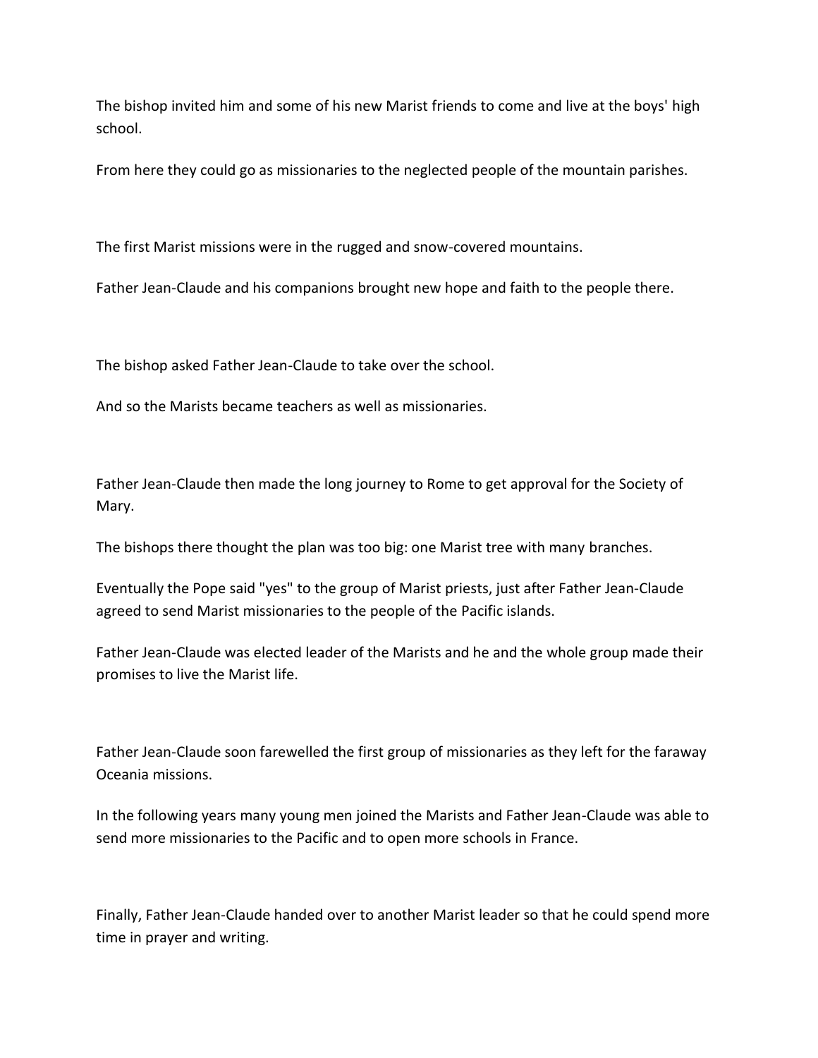The bishop invited him and some of his new Marist friends to come and live at the boys' high school.

From here they could go as missionaries to the neglected people of the mountain parishes.

The first Marist missions were in the rugged and snow-covered mountains.

Father Jean-Claude and his companions brought new hope and faith to the people there.

The bishop asked Father Jean-Claude to take over the school.

And so the Marists became teachers as well as missionaries.

Father Jean-Claude then made the long journey to Rome to get approval for the Society of Mary.

The bishops there thought the plan was too big: one Marist tree with many branches.

Eventually the Pope said "yes" to the group of Marist priests, just after Father Jean-Claude agreed to send Marist missionaries to the people of the Pacific islands.

Father Jean-Claude was elected leader of the Marists and he and the whole group made their promises to live the Marist life.

Father Jean-Claude soon farewelled the first group of missionaries as they left for the faraway Oceania missions.

In the following years many young men joined the Marists and Father Jean-Claude was able to send more missionaries to the Pacific and to open more schools in France.

Finally, Father Jean-Claude handed over to another Marist leader so that he could spend more time in prayer and writing.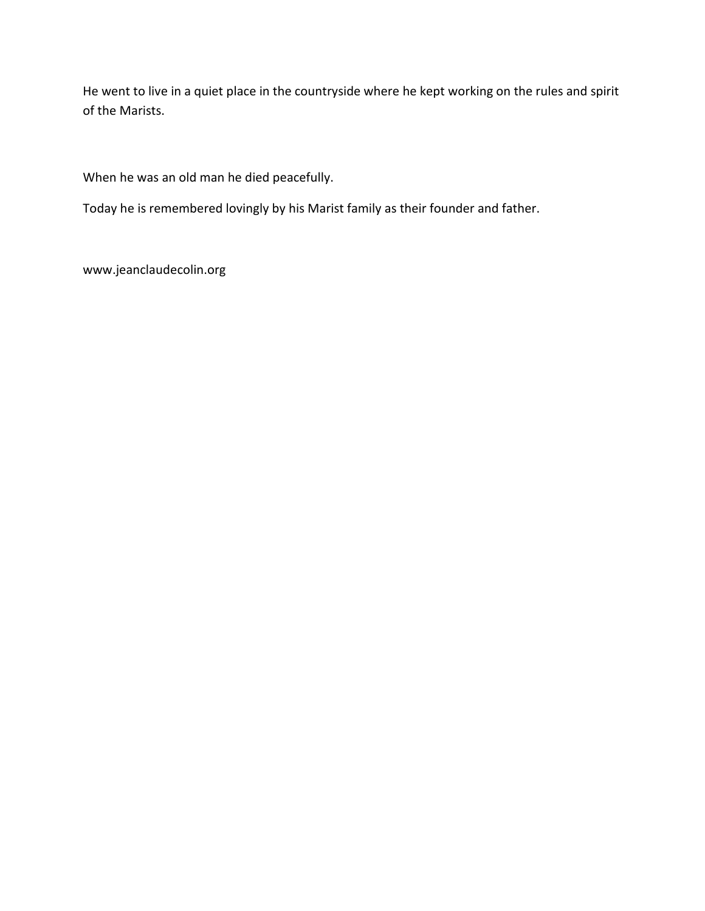He went to live in a quiet place in the countryside where he kept working on the rules and spirit of the Marists.

When he was an old man he died peacefully.

Today he is remembered lovingly by his Marist family as their founder and father.

www.jeanclaudecolin.org